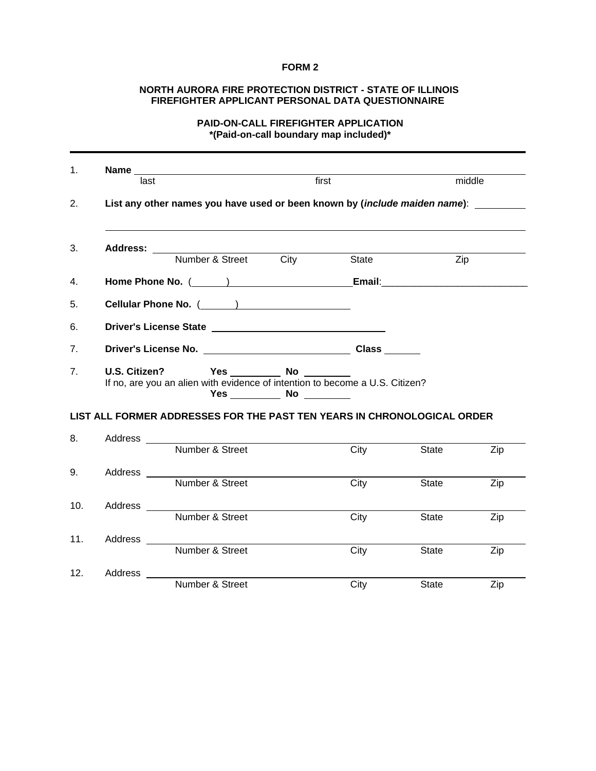**FORM 2**

**NORTH AURORA FIRE PROTECTION DISTRICT - STATE OF ILLINOIS**
**FIREFIGHTER APPLICANT PERSONAL DATA QUESTIONNAIRE**

**PAID-ON-CALL FIREFIGHTER APPLICATION**
***(Paid-on-call boundary map included)***

---

1. **Name** ______________________________________________________________
   last first middle

2. **List any other names you have used or been known by (*include maiden name*)**: __________

   ______________________________________________________________

3. **Address:** ______________________________________________________________
   Number & Street City State Zip

4. **Home Phone No.** (______) ____________________ **Email**:____________________________

5. **Cellular Phone No.** (______) ____________________

6. **Driver's License State** ________________________________

7. **Driver's License No.** ____________________________ **Class** _______

7. **U.S. Citizen?** **Yes** __________ **No** _________
   If no, are you an alien with evidence of intention to become a U.S. Citizen?
   **Yes** __________ **No** _________

**LIST ALL FORMER ADDRESSES FOR THE PAST TEN YEARS IN CHRONOLOGICAL ORDER**

8. Address ______________________________________________________________
   Number & Street City State Zip

9. Address ______________________________________________________________
   Number & Street City State Zip

10. Address ______________________________________________________________
    Number & Street City State Zip

11. Address ______________________________________________________________
    Number & Street City State Zip

12. Address ______________________________________________________________
    Number & Street City State Zip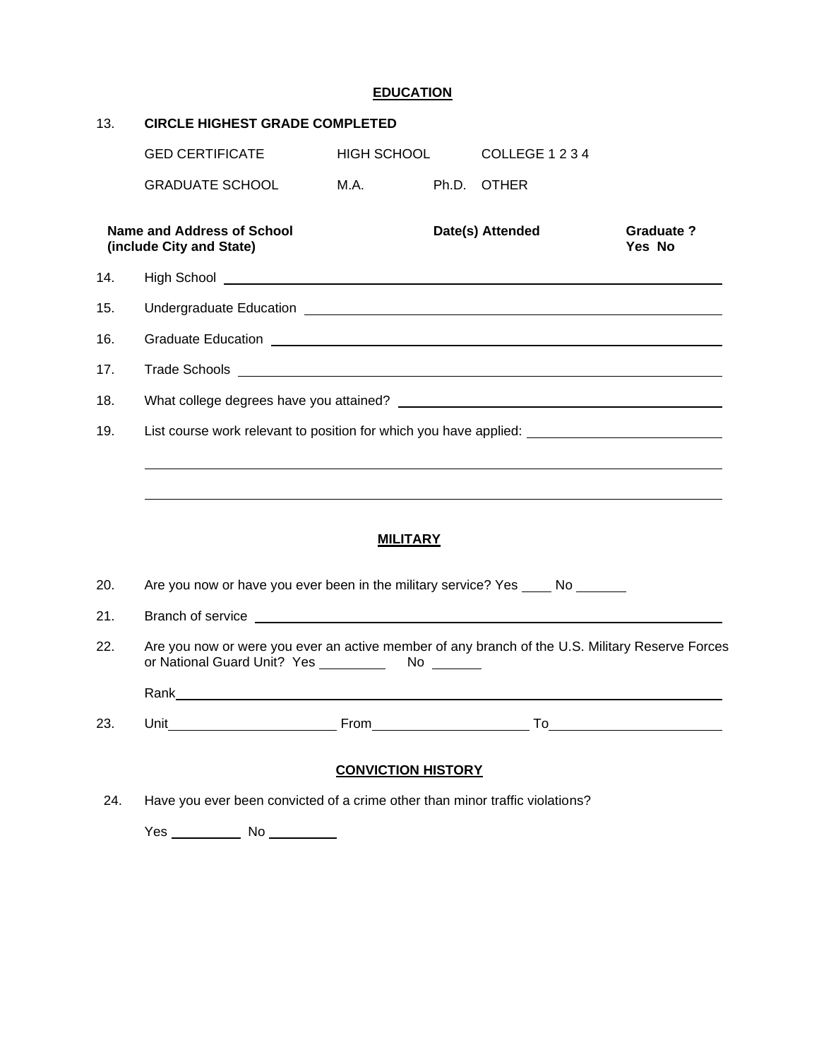## EDUCATION

13. **CIRCLE HIGHEST GRADE COMPLETED**

GED CERTIFICATE    HIGH SCHOOL    COLLEGE 1 2 3 4

GRADUATE SCHOOL    M.A.    Ph.D.    OTHER

| **Name and Address of School (include City and State)** | **Date(s) Attended** | **Graduate ? Yes No** |
|---|---|---|

14. High School ______________________________________________

15. Undergraduate Education ______________________________________________

16. Graduate Education ______________________________________________

17. Trade Schools ______________________________________________

18. What college degrees have you attained? ______________________________

19. List course work relevant to position for which you have applied: ______________________________

______________________________________________

______________________________________________

## MILITARY

20. Are you now or have you ever been in the military service? Yes ____ No ______

21. Branch of service ______________________________________________

22. Are you now or were you ever an active member of any branch of the U.S. Military Reserve Forces or National Guard Unit? Yes ________ No ______

Rank ______________________________________________

23. Unit ____________________ From ____________________ To ____________________

## CONVICTION HISTORY

24. Have you ever been convicted of a crime other than minor traffic violations?

Yes ________ No ________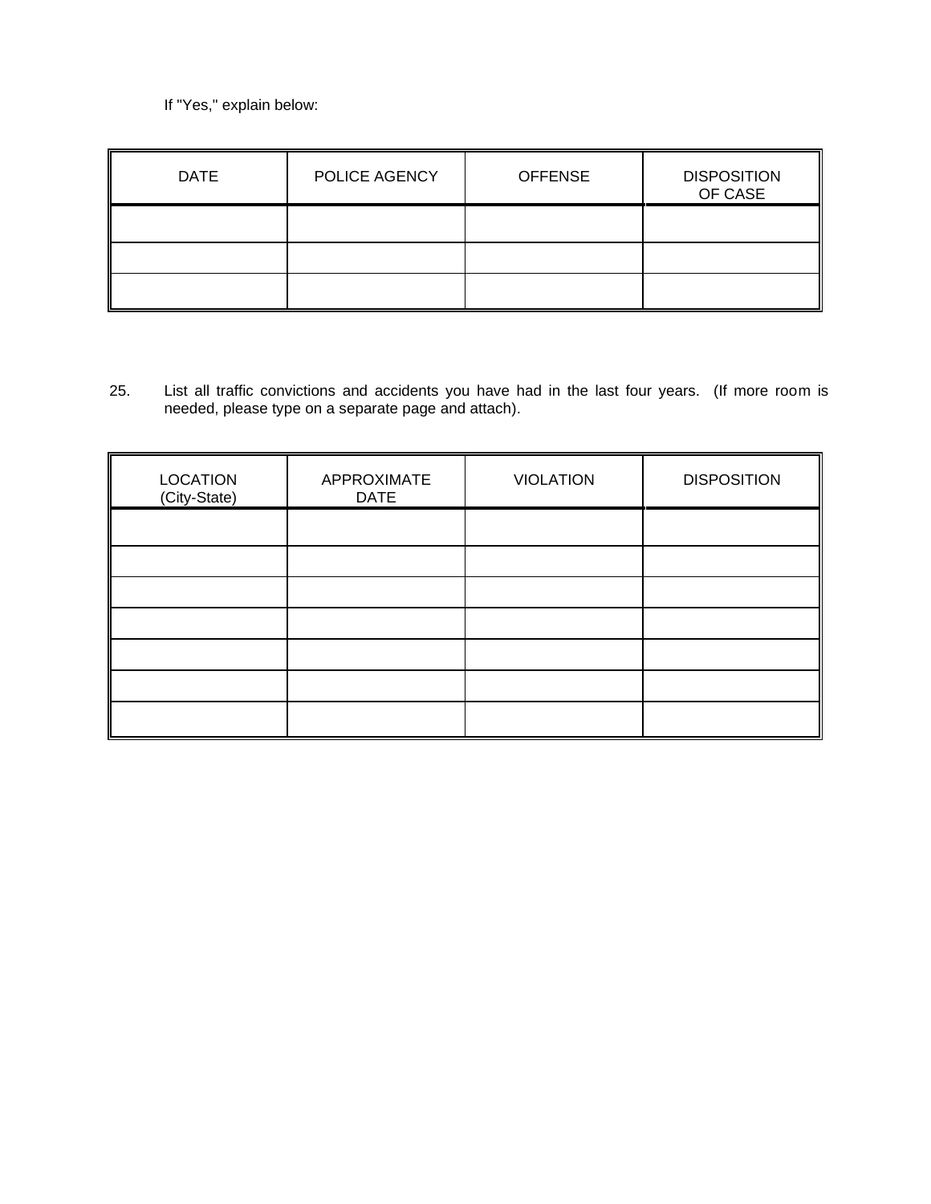If "Yes," explain below:

| DATE | POLICE AGENCY | OFFENSE | DISPOSITION OF CASE |
| --- | --- | --- | --- |
| | | | |
| | | | |
| | | | |

25. List all traffic convictions and accidents you have had in the last four years. (If more room is needed, please type on a separate page and attach).

| LOCATION (City-State) | APPROXIMATE DATE | VIOLATION | DISPOSITION |
| --- | --- | --- | --- |
| | | | |
| | | | |
| | | | |
| | | | |
| | | | |
| | | | |
| | | | |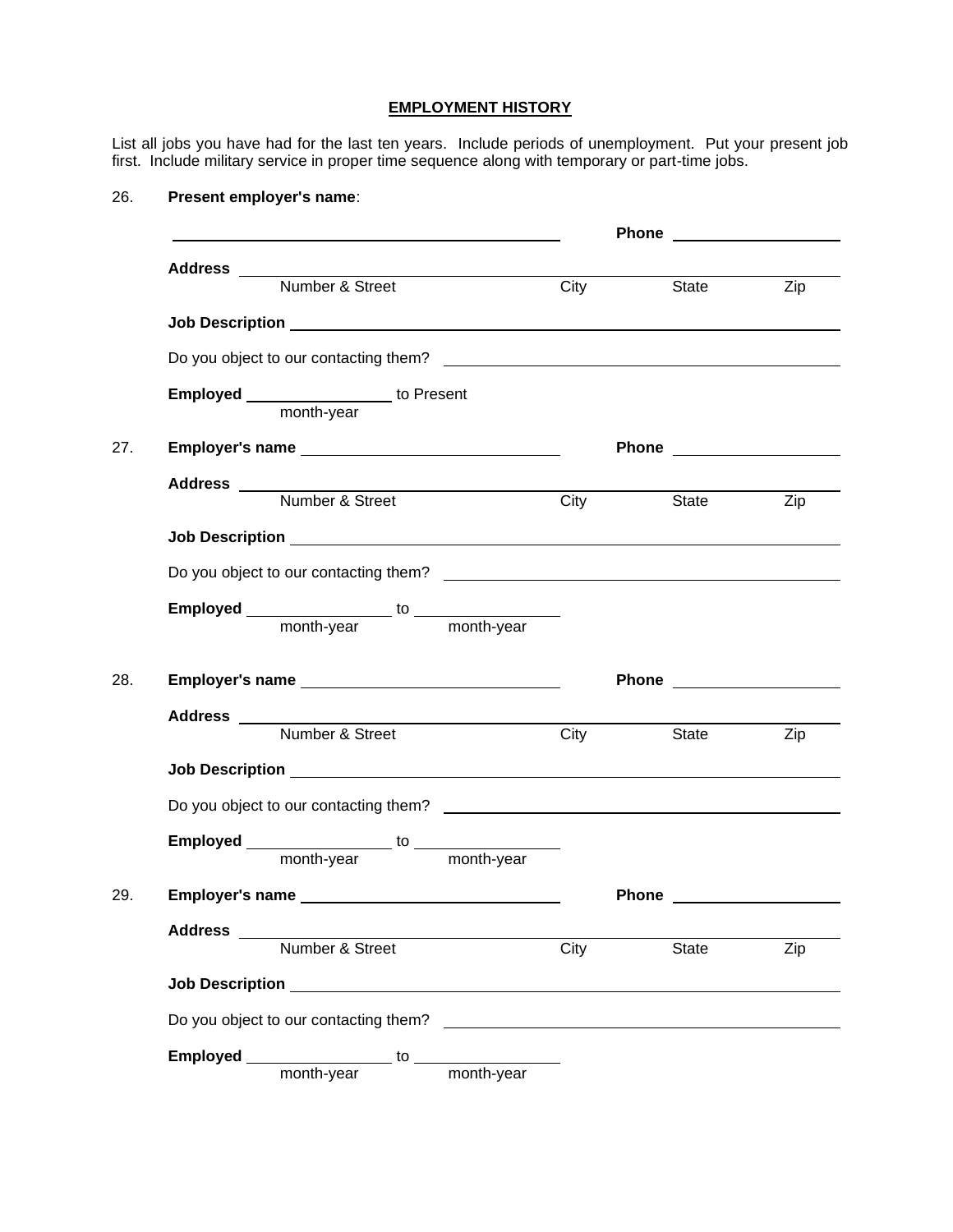## EMPLOYMENT HISTORY

List all jobs you have had for the last ten years. Include periods of unemployment. Put your present job first. Include military service in proper time sequence along with temporary or part-time jobs.

26. **Present employer's name**:

    ______________________________ **Phone** ______________

    **Address** ______________________________________________
    Number & Street — City — State — Zip

    **Job Description** ______________________________________

    Do you object to our contacting them? ______________________

    **Employed** ____________ to Present
    month-year

27. **Employer's name** ______________________ **Phone** ______________

    **Address** ______________________________________________
    Number & Street — City — State — Zip

    **Job Description** ______________________________________

    Do you object to our contacting them? ______________________

    **Employed** ____________ to ____________
    month-year — month-year

28. **Employer's name** ______________________ **Phone** ______________

    **Address** ______________________________________________
    Number & Street — City — State — Zip

    **Job Description** ______________________________________

    Do you object to our contacting them? ______________________

    **Employed** ____________ to ____________
    month-year — month-year

29. **Employer's name** ______________________ **Phone** ______________

    **Address** ______________________________________________
    Number & Street — City — State — Zip

    **Job Description** ______________________________________

    Do you object to our contacting them? ______________________

    **Employed** ____________ to ____________
    month-year — month-year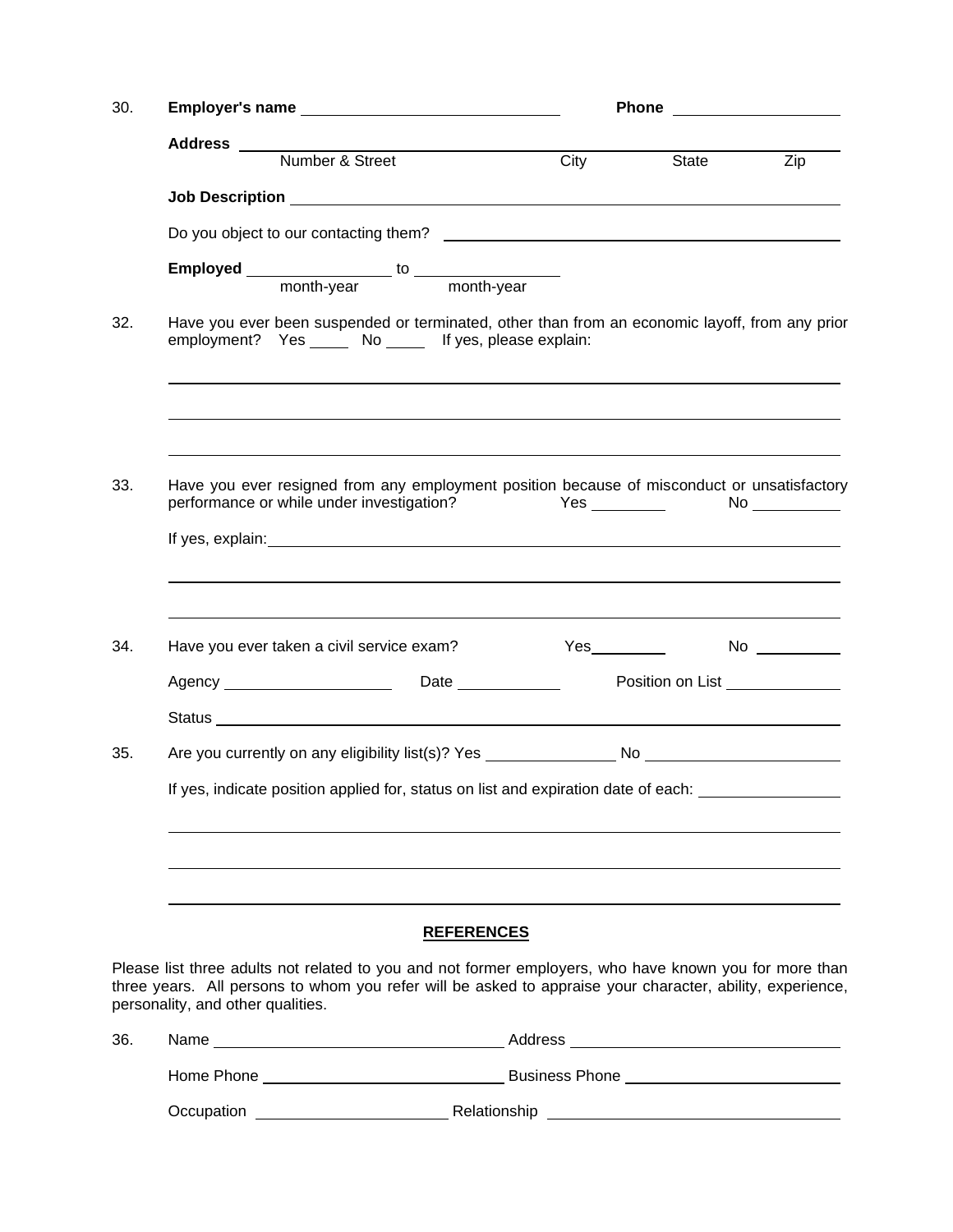30. **Employer's name** \_\_\_\_\_\_\_\_\_\_\_\_\_\_\_\_\_\_\_\_\_\_\_\_\_\_\_\_\_\_ **Phone** \_\_\_\_\_\_\_\_\_\_\_\_\_\_\_\_\_\_\_\_

**Address** \_\_\_\_\_\_\_\_\_\_\_\_\_\_\_\_\_\_\_\_\_\_\_\_\_\_\_\_\_\_\_\_\_\_\_\_\_\_\_\_\_\_\_\_\_\_\_\_\_\_\_\_\_\_\_\_\_\_\_\_\_\_\_\_\_\_\_\_\_\_\_\_

Number & Street City State Zip

**Job Description** \_\_\_\_\_\_\_\_\_\_\_\_\_\_\_\_\_\_\_\_\_\_\_\_\_\_\_\_\_\_\_\_\_\_\_\_\_\_\_\_\_\_\_\_\_\_\_\_\_\_\_\_\_\_\_\_\_\_\_\_\_\_\_\_

Do you object to our contacting them? \_\_\_\_\_\_\_\_\_\_\_\_\_\_\_\_\_\_\_\_\_\_\_\_\_\_\_\_\_\_\_\_\_\_\_\_\_\_\_\_

**Employed** \_\_\_\_\_\_\_\_\_\_\_\_\_\_\_\_\_\_ to \_\_\_\_\_\_\_\_\_\_\_\_\_\_\_\_\_\_

month-year month-year

32. Have you ever been suspended or terminated, other than from an economic layoff, from any prior employment? Yes \_\_\_\_\_ No \_\_\_\_\_ If yes, please explain:

\_\_\_\_\_\_\_\_\_\_\_\_\_\_\_\_\_\_\_\_\_\_\_\_\_\_\_\_\_\_\_\_\_\_\_\_\_\_\_\_\_\_\_\_\_\_\_\_\_\_\_\_\_\_\_\_\_\_\_\_\_\_\_\_\_\_\_\_\_\_\_\_\_\_\_\_\_\_\_\_

\_\_\_\_\_\_\_\_\_\_\_\_\_\_\_\_\_\_\_\_\_\_\_\_\_\_\_\_\_\_\_\_\_\_\_\_\_\_\_\_\_\_\_\_\_\_\_\_\_\_\_\_\_\_\_\_\_\_\_\_\_\_\_\_\_\_\_\_\_\_\_\_\_\_\_\_\_\_\_\_

\_\_\_\_\_\_\_\_\_\_\_\_\_\_\_\_\_\_\_\_\_\_\_\_\_\_\_\_\_\_\_\_\_\_\_\_\_\_\_\_\_\_\_\_\_\_\_\_\_\_\_\_\_\_\_\_\_\_\_\_\_\_\_\_\_\_\_\_\_\_\_\_\_\_\_\_\_\_\_\_

33. Have you ever resigned from any employment position because of misconduct or unsatisfactory performance or while under investigation? Yes \_\_\_\_\_\_\_\_\_ No \_\_\_\_\_\_\_\_\_\_

If yes, explain: \_\_\_\_\_\_\_\_\_\_\_\_\_\_\_\_\_\_\_\_\_\_\_\_\_\_\_\_\_\_\_\_\_\_\_\_\_\_\_\_\_\_\_\_\_\_\_\_\_\_\_\_\_\_\_\_\_\_\_\_\_\_\_\_\_\_

\_\_\_\_\_\_\_\_\_\_\_\_\_\_\_\_\_\_\_\_\_\_\_\_\_\_\_\_\_\_\_\_\_\_\_\_\_\_\_\_\_\_\_\_\_\_\_\_\_\_\_\_\_\_\_\_\_\_\_\_\_\_\_\_\_\_\_\_\_\_\_\_\_\_\_\_\_\_\_\_

\_\_\_\_\_\_\_\_\_\_\_\_\_\_\_\_\_\_\_\_\_\_\_\_\_\_\_\_\_\_\_\_\_\_\_\_\_\_\_\_\_\_\_\_\_\_\_\_\_\_\_\_\_\_\_\_\_\_\_\_\_\_\_\_\_\_\_\_\_\_\_\_\_\_\_\_\_\_\_\_

34. Have you ever taken a civil service exam? Yes\_\_\_\_\_\_\_\_\_ No \_\_\_\_\_\_\_\_\_\_

Agency \_\_\_\_\_\_\_\_\_\_\_\_\_\_\_\_\_\_\_\_ Date \_\_\_\_\_\_\_\_\_\_\_\_ Position on List \_\_\_\_\_\_\_\_\_\_\_\_\_\_

Status \_\_\_\_\_\_\_\_\_\_\_\_\_\_\_\_\_\_\_\_\_\_\_\_\_\_\_\_\_\_\_\_\_\_\_\_\_\_\_\_\_\_\_\_\_\_\_\_\_\_\_\_\_\_\_\_\_\_\_\_\_\_\_\_\_\_\_\_\_\_\_\_\_\_

35. Are you currently on any eligibility list(s)? Yes \_\_\_\_\_\_\_\_\_\_\_\_\_\_\_ No \_\_\_\_\_\_\_\_\_\_\_\_\_\_\_\_\_\_\_\_\_\_

If yes, indicate position applied for, status on list and expiration date of each: \_\_\_\_\_\_\_\_\_\_\_\_\_\_\_\_

\_\_\_\_\_\_\_\_\_\_\_\_\_\_\_\_\_\_\_\_\_\_\_\_\_\_\_\_\_\_\_\_\_\_\_\_\_\_\_\_\_\_\_\_\_\_\_\_\_\_\_\_\_\_\_\_\_\_\_\_\_\_\_\_\_\_\_\_\_\_\_\_\_\_\_\_\_\_\_\_

\_\_\_\_\_\_\_\_\_\_\_\_\_\_\_\_\_\_\_\_\_\_\_\_\_\_\_\_\_\_\_\_\_\_\_\_\_\_\_\_\_\_\_\_\_\_\_\_\_\_\_\_\_\_\_\_\_\_\_\_\_\_\_\_\_\_\_\_\_\_\_\_\_\_\_\_\_\_\_\_

\_\_\_\_\_\_\_\_\_\_\_\_\_\_\_\_\_\_\_\_\_\_\_\_\_\_\_\_\_\_\_\_\_\_\_\_\_\_\_\_\_\_\_\_\_\_\_\_\_\_\_\_\_\_\_\_\_\_\_\_\_\_\_\_\_\_\_\_\_\_\_\_\_\_\_\_\_\_\_\_

## REFERENCES

Please list three adults not related to you and not former employers, who have known you for more than three years. All persons to whom you refer will be asked to appraise your character, ability, experience, personality, and other qualities.

36. Name \_\_\_\_\_\_\_\_\_\_\_\_\_\_\_\_\_\_\_\_\_\_\_\_\_\_\_\_\_\_\_\_\_ Address \_\_\_\_\_\_\_\_\_\_\_\_\_\_\_\_\_\_\_\_\_\_\_\_\_\_\_\_\_\_\_

Home Phone \_\_\_\_\_\_\_\_\_\_\_\_\_\_\_\_\_\_\_\_\_\_\_\_\_\_\_\_ Business Phone \_\_\_\_\_\_\_\_\_\_\_\_\_\_\_\_\_\_\_\_\_\_\_\_\_\_

Occupation \_\_\_\_\_\_\_\_\_\_\_\_\_\_\_\_\_\_\_\_\_\_\_ Relationship \_\_\_\_\_\_\_\_\_\_\_\_\_\_\_\_\_\_\_\_\_\_\_\_\_\_\_\_\_\_\_\_\_\_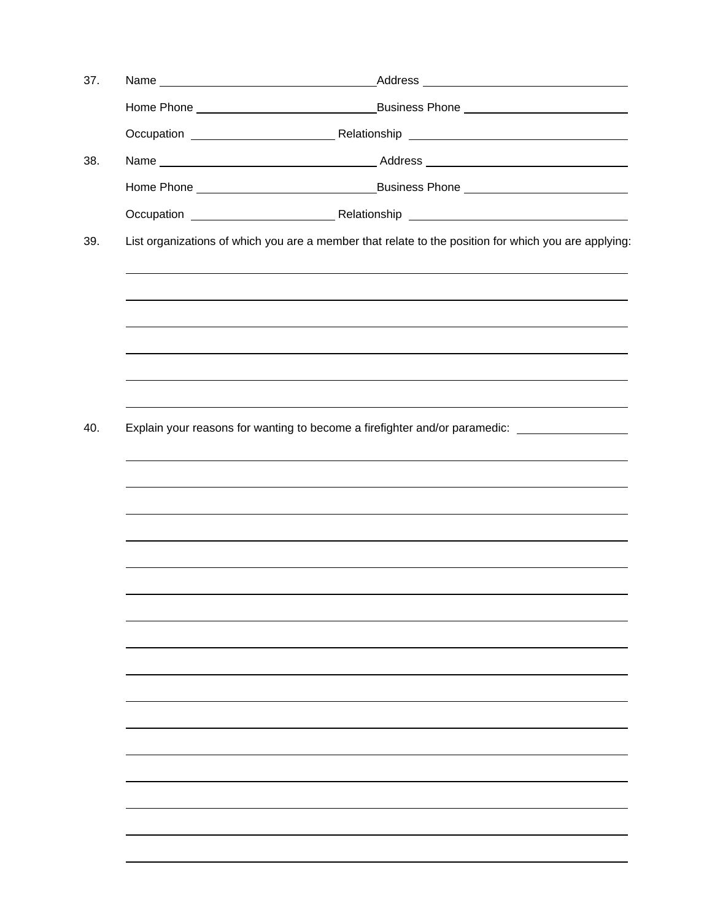37. Name ______________________________ Address ______________________________

    Home Phone ______________________________ Business Phone ______________________________

    Occupation ______________________________ Relationship ______________________________

38. Name ______________________________ Address ______________________________

    Home Phone ______________________________ Business Phone ______________________________

    Occupation ______________________________ Relationship ______________________________

39. List organizations of which you are a member that relate to the position for which you are applying:

    ________________________________________________________________________________

    ________________________________________________________________________________

    ________________________________________________________________________________

    ________________________________________________________________________________

    ________________________________________________________________________________

    ________________________________________________________________________________

40. Explain your reasons for wanting to become a firefighter and/or paramedic: ________________

    ________________________________________________________________________________

    ________________________________________________________________________________

    ________________________________________________________________________________

    ________________________________________________________________________________

    ________________________________________________________________________________

    ________________________________________________________________________________

    ________________________________________________________________________________

    ________________________________________________________________________________

    ________________________________________________________________________________

    ________________________________________________________________________________

    ________________________________________________________________________________

    ________________________________________________________________________________

    ________________________________________________________________________________

    ________________________________________________________________________________

    ________________________________________________________________________________

    ________________________________________________________________________________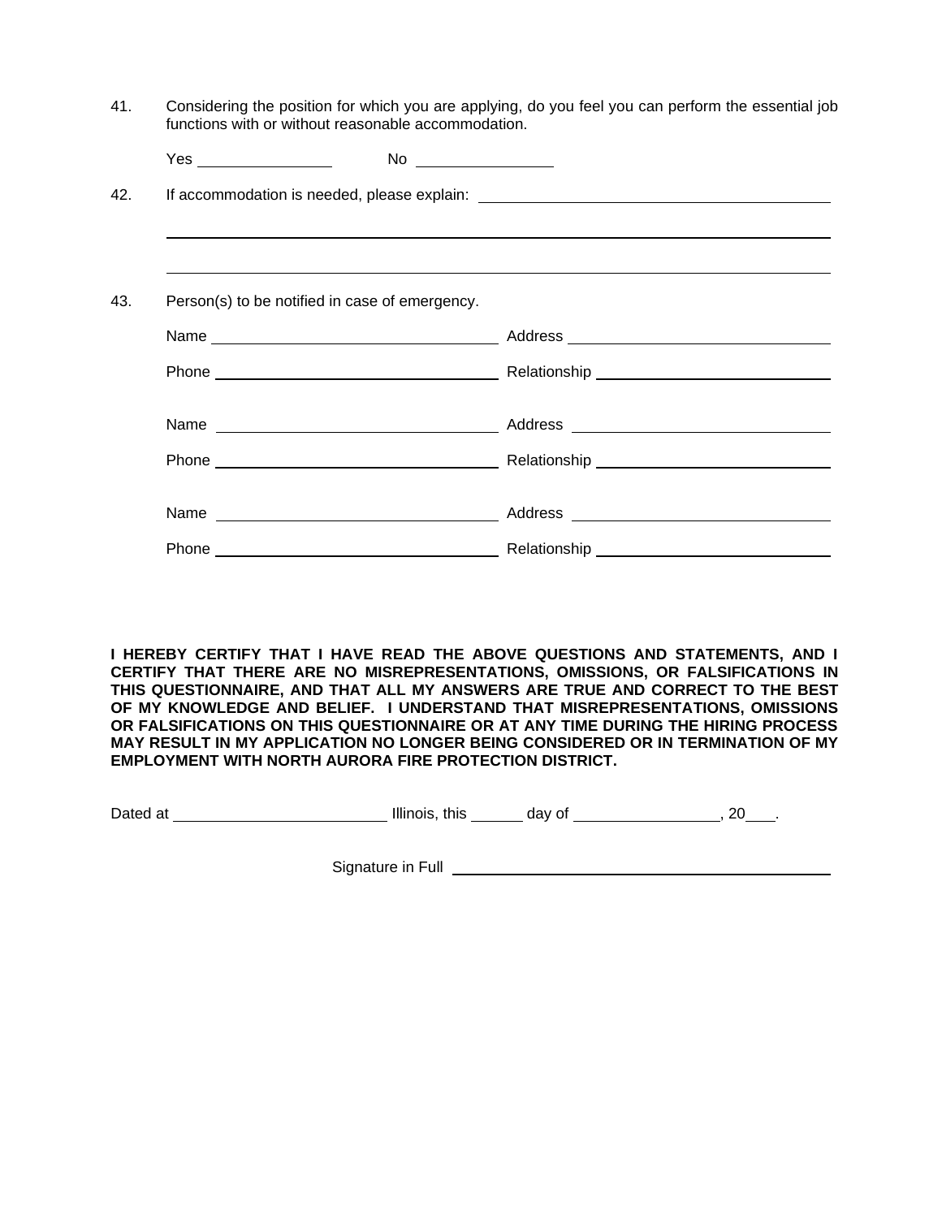41. Considering the position for which you are applying, do you feel you can perform the essential job functions with or without reasonable accommodation.

    Yes ________________ No ________________

42. If accommodation is needed, please explain: ________________________________________

    ________________________________________________________________________________

    ________________________________________________________________________________

43. Person(s) to be notified in case of emergency.

    Name ________________________________ Address ________________________________

    Phone ________________________________ Relationship ____________________________

    Name ________________________________ Address ________________________________

    Phone ________________________________ Relationship ____________________________

    Name ________________________________ Address ________________________________

    Phone ________________________________ Relationship ____________________________

**I HEREBY CERTIFY THAT I HAVE READ THE ABOVE QUESTIONS AND STATEMENTS, AND I CERTIFY THAT THERE ARE NO MISREPRESENTATIONS, OMISSIONS, OR FALSIFICATIONS IN THIS QUESTIONNAIRE, AND THAT ALL MY ANSWERS ARE TRUE AND CORRECT TO THE BEST OF MY KNOWLEDGE AND BELIEF. I UNDERSTAND THAT MISREPRESENTATIONS, OMISSIONS OR FALSIFICATIONS ON THIS QUESTIONNAIRE OR AT ANY TIME DURING THE HIRING PROCESS MAY RESULT IN MY APPLICATION NO LONGER BEING CONSIDERED OR IN TERMINATION OF MY EMPLOYMENT WITH NORTH AURORA FIRE PROTECTION DISTRICT.**

Dated at ________________________ Illinois, this ______ day of ________________, 20___.

Signature in Full ____________________________________________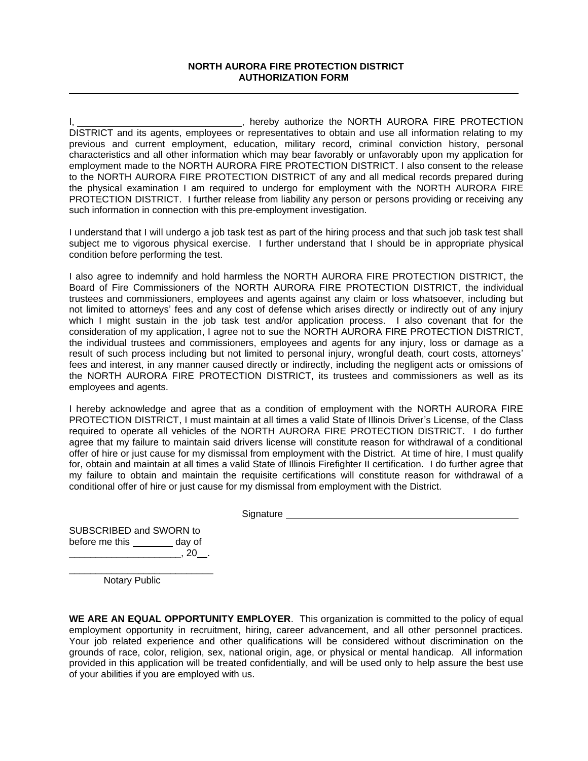**NORTH AURORA FIRE PROTECTION DISTRICT**
**AUTHORIZATION FORM**

---

I, ______________________________, hereby authorize the NORTH AURORA FIRE PROTECTION DISTRICT and its agents, employees or representatives to obtain and use all information relating to my previous and current employment, education, military record, criminal conviction history, personal characteristics and all other information which may bear favorably or unfavorably upon my application for employment made to the NORTH AURORA FIRE PROTECTION DISTRICT. I also consent to the release to the NORTH AURORA FIRE PROTECTION DISTRICT of any and all medical records prepared during the physical examination I am required to undergo for employment with the NORTH AURORA FIRE PROTECTION DISTRICT. I further release from liability any person or persons providing or receiving any such information in connection with this pre-employment investigation.

I understand that I will undergo a job task test as part of the hiring process and that such job task test shall subject me to vigorous physical exercise. I further understand that I should be in appropriate physical condition before performing the test.

I also agree to indemnify and hold harmless the NORTH AURORA FIRE PROTECTION DISTRICT, the Board of Fire Commissioners of the NORTH AURORA FIRE PROTECTION DISTRICT, the individual trustees and commissioners, employees and agents against any claim or loss whatsoever, including but not limited to attorneys' fees and any cost of defense which arises directly or indirectly out of any injury which I might sustain in the job task test and/or application process. I also covenant that for the consideration of my application, I agree not to sue the NORTH AURORA FIRE PROTECTION DISTRICT, the individual trustees and commissioners, employees and agents for any injury, loss or damage as a result of such process including but not limited to personal injury, wrongful death, court costs, attorneys' fees and interest, in any manner caused directly or indirectly, including the negligent acts or omissions of the NORTH AURORA FIRE PROTECTION DISTRICT, its trustees and commissioners as well as its employees and agents.

I hereby acknowledge and agree that as a condition of employment with the NORTH AURORA FIRE PROTECTION DISTRICT, I must maintain at all times a valid State of Illinois Driver's License, of the Class required to operate all vehicles of the NORTH AURORA FIRE PROTECTION DISTRICT. I do further agree that my failure to maintain said drivers license will constitute reason for withdrawal of a conditional offer of hire or just cause for my dismissal from employment with the District. At time of hire, I must qualify for, obtain and maintain at all times a valid State of Illinois Firefighter II certification. I do further agree that my failure to obtain and maintain the requisite certifications will constitute reason for withdrawal of a conditional offer of hire or just cause for my dismissal from employment with the District.

Signature ________________________________________

SUBSCRIBED and SWORN to
before me this ________ day of
_____________________, 20__.

___________________________
Notary Public

**WE ARE AN EQUAL OPPORTUNITY EMPLOYER**. This organization is committed to the policy of equal employment opportunity in recruitment, hiring, career advancement, and all other personnel practices. Your job related experience and other qualifications will be considered without discrimination on the grounds of race, color, religion, sex, national origin, age, or physical or mental handicap. All information provided in this application will be treated confidentially, and will be used only to help assure the best use of your abilities if you are employed with us.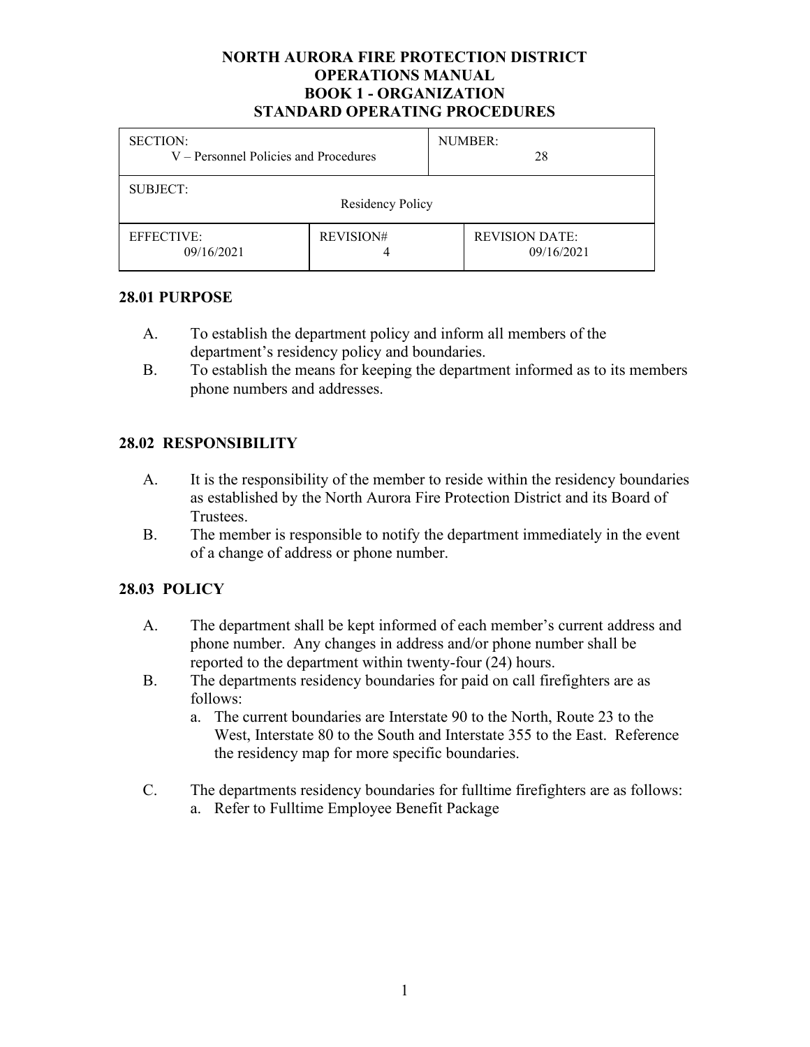# NORTH AURORA FIRE PROTECTION DISTRICT
# OPERATIONS MANUAL
# BOOK 1 - ORGANIZATION
# STANDARD OPERATING PROCEDURES

| SECTION: V – Personnel Policies and Procedures | | NUMBER: 28 |
|---|---|---|
| SUBJECT: Residency Policy | | |
| EFFECTIVE: 09/16/2021 | REVISION# 4 | REVISION DATE: 09/16/2021 |

## 28.01 PURPOSE

A. To establish the department policy and inform all members of the department's residency policy and boundaries.

B. To establish the means for keeping the department informed as to its members phone numbers and addresses.

## 28.02 RESPONSIBILITY

A. It is the responsibility of the member to reside within the residency boundaries as established by the North Aurora Fire Protection District and its Board of Trustees.

B. The member is responsible to notify the department immediately in the event of a change of address or phone number.

## 28.03 POLICY

A. The department shall be kept informed of each member's current address and phone number. Any changes in address and/or phone number shall be reported to the department within twenty-four (24) hours.

B. The departments residency boundaries for paid on call firefighters are as follows:

   a. The current boundaries are Interstate 90 to the North, Route 23 to the West, Interstate 80 to the South and Interstate 355 to the East. Reference the residency map for more specific boundaries.

C. The departments residency boundaries for fulltime firefighters are as follows:

   a. Refer to Fulltime Employee Benefit Package